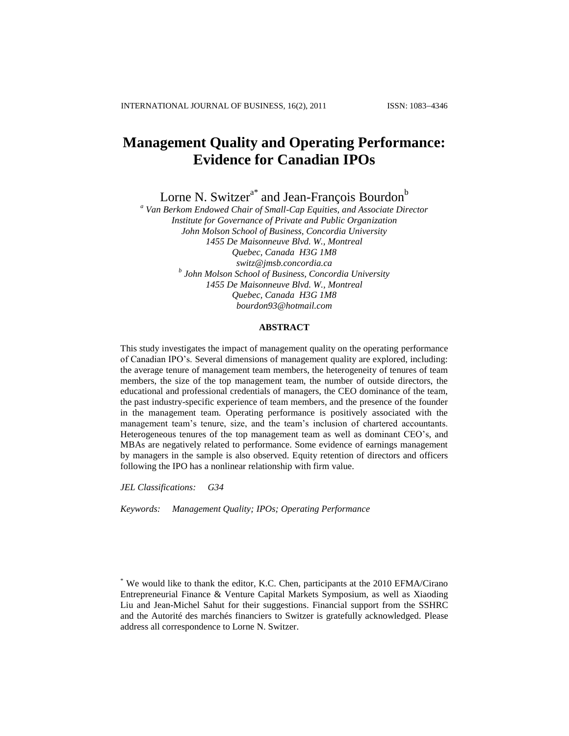# Management Quality and Operating Performance: Evidence for Canadian IPOs

Lorne N. Switzer[a*] and Jean-François Bourdon[b]

[a] *Van Berkom Endowed Chair of Small-Cap Equities, and Associate Director*
*Institute for Governance of Private and Public Organization*
*John Molson School of Business, Concordia University*
*1455 De Maisonneuve Blvd. W., Montreal*
*Quebec, Canada H3G 1M8*
*switz@jmsb.concordia.ca*

[b] *John Molson School of Business, Concordia University*
*1455 De Maisonneuve Blvd. W., Montreal*
*Quebec, Canada H3G 1M8*
*bourdon93@hotmail.com*

## ABSTRACT

This study investigates the impact of management quality on the operating performance of Canadian IPO's. Several dimensions of management quality are explored, including: the average tenure of management team members, the heterogeneity of tenures of team members, the size of the top management team, the number of outside directors, the educational and professional credentials of managers, the CEO dominance of the team, the past industry-specific experience of team members, and the presence of the founder in the management team. Operating performance is positively associated with the management team's tenure, size, and the team's inclusion of chartered accountants. Heterogeneous tenures of the top management team as well as dominant CEO's, and MBAs are negatively related to performance. Some evidence of earnings management by managers in the sample is also observed. Equity retention of directors and officers following the IPO has a nonlinear relationship with firm value.

*JEL Classifications:* *G34*

*Keywords:* *Management Quality; IPOs; Operating Performance*

[*] We would like to thank the editor, K.C. Chen, participants at the 2010 EFMA/Cirano Entrepreneurial Finance & Venture Capital Markets Symposium, as well as Xiaoding Liu and Jean-Michel Sahut for their suggestions. Financial support from the SSHRC and the Autorité des marchés financiers to Switzer is gratefully acknowledged. Please address all correspondence to Lorne N. Switzer.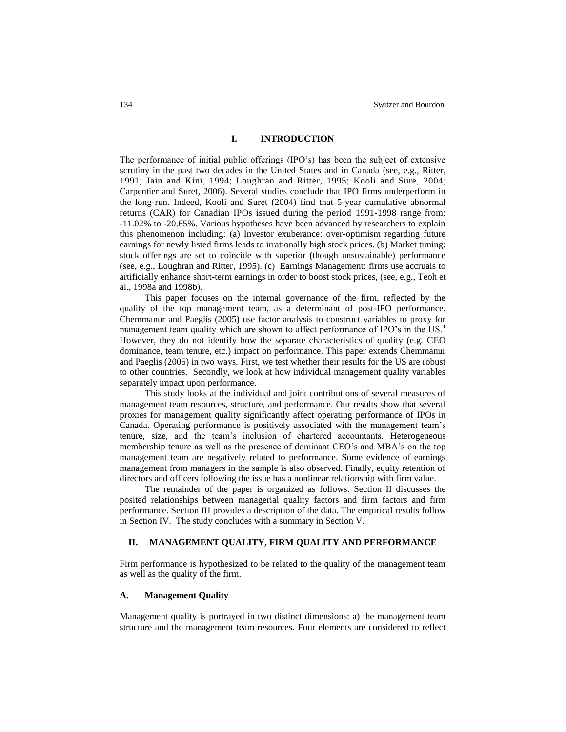## I. INTRODUCTION

The performance of initial public offerings (IPO's) has been the subject of extensive scrutiny in the past two decades in the United States and in Canada (see, e.g., Ritter, 1991; Jain and Kini, 1994; Loughran and Ritter, 1995; Kooli and Sure, 2004; Carpentier and Suret, 2006). Several studies conclude that IPO firms underperform in the long-run. Indeed, Kooli and Suret (2004) find that 5-year cumulative abnormal returns (CAR) for Canadian IPOs issued during the period 1991-1998 range from: -11.02% to -20.65%. Various hypotheses have been advanced by researchers to explain this phenomenon including: (a) Investor exuberance: over-optimism regarding future earnings for newly listed firms leads to irrationally high stock prices. (b) Market timing: stock offerings are set to coincide with superior (though unsustainable) performance (see, e.g., Loughran and Ritter, 1995). (c) Earnings Management: firms use accruals to artificially enhance short-term earnings in order to boost stock prices, (see, e.g., Teoh et al., 1998a and 1998b).

This paper focuses on the internal governance of the firm, reflected by the quality of the top management team, as a determinant of post-IPO performance. Chemmanur and Paeglis (2005) use factor analysis to construct variables to proxy for management team quality which are shown to affect performance of IPO's in the US.[1] However, they do not identify how the separate characteristics of quality (e.g. CEO dominance, team tenure, etc.) impact on performance. This paper extends Chemmanur and Paeglis (2005) in two ways. First, we test whether their results for the US are robust to other countries. Secondly, we look at how individual management quality variables separately impact upon performance.

This study looks at the individual and joint contributions of several measures of management team resources, structure, and performance. Our results show that several proxies for management quality significantly affect operating performance of IPOs in Canada. Operating performance is positively associated with the management team's tenure, size, and the team's inclusion of chartered accountants. Heterogeneous membership tenure as well as the presence of dominant CEO's and MBA's on the top management team are negatively related to performance. Some evidence of earnings management from managers in the sample is also observed. Finally, equity retention of directors and officers following the issue has a nonlinear relationship with firm value.

The remainder of the paper is organized as follows. Section II discusses the posited relationships between managerial quality factors and firm factors and firm performance. Section III provides a description of the data. The empirical results follow in Section IV. The study concludes with a summary in Section V.

## II. MANAGEMENT QUALITY, FIRM QUALITY AND PERFORMANCE

Firm performance is hypothesized to be related to the quality of the management team as well as the quality of the firm.

### A. Management Quality

Management quality is portrayed in two distinct dimensions: a) the management team structure and the management team resources. Four elements are considered to reflect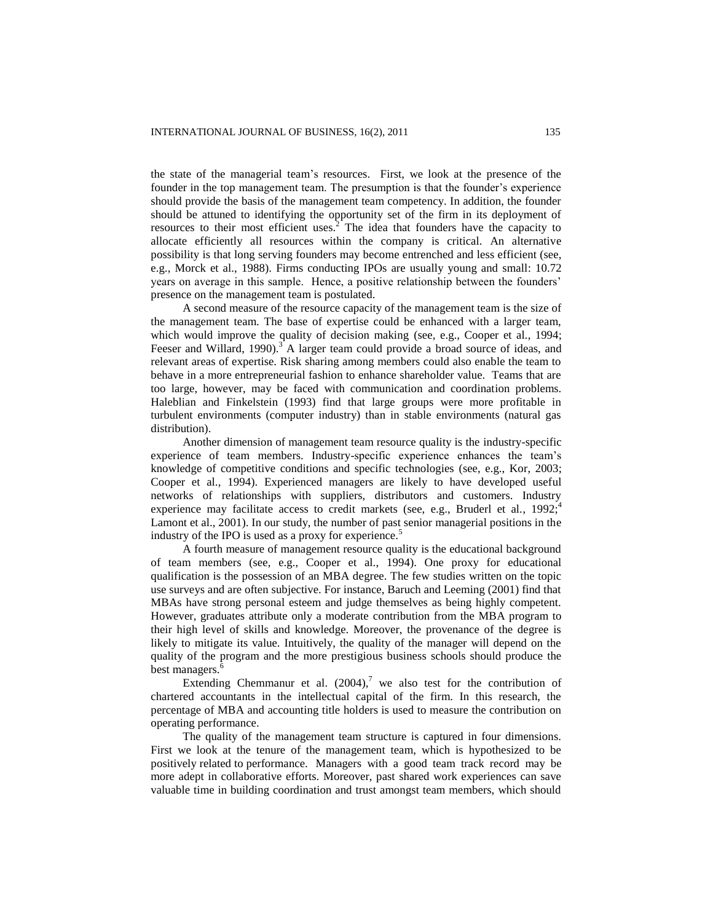the state of the managerial team's resources. First, we look at the presence of the founder in the top management team. The presumption is that the founder's experience should provide the basis of the management team competency. In addition, the founder should be attuned to identifying the opportunity set of the firm in its deployment of resources to their most efficient uses.[2] The idea that founders have the capacity to allocate efficiently all resources within the company is critical. An alternative possibility is that long serving founders may become entrenched and less efficient (see, e.g., Morck et al., 1988). Firms conducting IPOs are usually young and small: 10.72 years on average in this sample. Hence, a positive relationship between the founders' presence on the management team is postulated.

A second measure of the resource capacity of the management team is the size of the management team. The base of expertise could be enhanced with a larger team, which would improve the quality of decision making (see, e.g., Cooper et al., 1994; Feeser and Willard, 1990).[3] A larger team could provide a broad source of ideas, and relevant areas of expertise. Risk sharing among members could also enable the team to behave in a more entrepreneurial fashion to enhance shareholder value. Teams that are too large, however, may be faced with communication and coordination problems. Haleblian and Finkelstein (1993) find that large groups were more profitable in turbulent environments (computer industry) than in stable environments (natural gas distribution).

Another dimension of management team resource quality is the industry-specific experience of team members. Industry-specific experience enhances the team's knowledge of competitive conditions and specific technologies (see, e.g., Kor, 2003; Cooper et al., 1994). Experienced managers are likely to have developed useful networks of relationships with suppliers, distributors and customers. Industry experience may facilitate access to credit markets (see, e.g., Bruderl et al., 1992;[4] Lamont et al., 2001). In our study, the number of past senior managerial positions in the industry of the IPO is used as a proxy for experience.[5]

A fourth measure of management resource quality is the educational background of team members (see, e.g., Cooper et al., 1994). One proxy for educational qualification is the possession of an MBA degree. The few studies written on the topic use surveys and are often subjective. For instance, Baruch and Leeming (2001) find that MBAs have strong personal esteem and judge themselves as being highly competent. However, graduates attribute only a moderate contribution from the MBA program to their high level of skills and knowledge. Moreover, the provenance of the degree is likely to mitigate its value. Intuitively, the quality of the manager will depend on the quality of the program and the more prestigious business schools should produce the best managers.[6]

Extending Chemmanur et al. (2004),[7] we also test for the contribution of chartered accountants in the intellectual capital of the firm. In this research, the percentage of MBA and accounting title holders is used to measure the contribution on operating performance.

The quality of the management team structure is captured in four dimensions. First we look at the tenure of the management team, which is hypothesized to be positively related to performance. Managers with a good team track record may be more adept in collaborative efforts. Moreover, past shared work experiences can save valuable time in building coordination and trust amongst team members, which should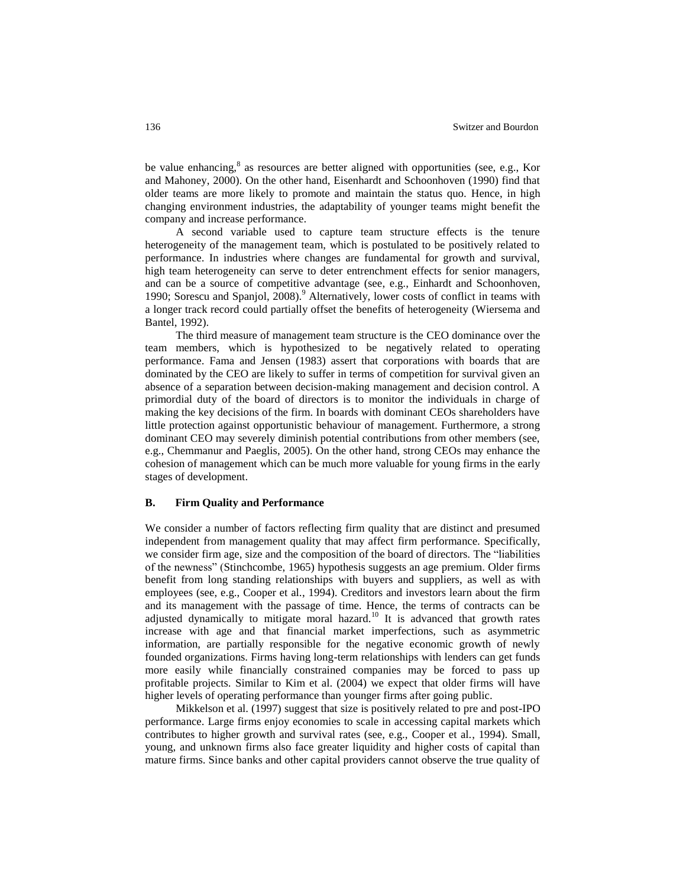be value enhancing,[8] as resources are better aligned with opportunities (see, e.g., Kor and Mahoney, 2000). On the other hand, Eisenhardt and Schoonhoven (1990) find that older teams are more likely to promote and maintain the status quo. Hence, in high changing environment industries, the adaptability of younger teams might benefit the company and increase performance.

A second variable used to capture team structure effects is the tenure heterogeneity of the management team, which is postulated to be positively related to performance. In industries where changes are fundamental for growth and survival, high team heterogeneity can serve to deter entrenchment effects for senior managers, and can be a source of competitive advantage (see, e.g., Einhardt and Schoonhoven, 1990; Sorescu and Spanjol, 2008).[9] Alternatively, lower costs of conflict in teams with a longer track record could partially offset the benefits of heterogeneity (Wiersema and Bantel, 1992).

The third measure of management team structure is the CEO dominance over the team members, which is hypothesized to be negatively related to operating performance. Fama and Jensen (1983) assert that corporations with boards that are dominated by the CEO are likely to suffer in terms of competition for survival given an absence of a separation between decision-making management and decision control. A primordial duty of the board of directors is to monitor the individuals in charge of making the key decisions of the firm. In boards with dominant CEOs shareholders have little protection against opportunistic behaviour of management. Furthermore, a strong dominant CEO may severely diminish potential contributions from other members (see, e.g., Chemmanur and Paeglis, 2005). On the other hand, strong CEOs may enhance the cohesion of management which can be much more valuable for young firms in the early stages of development.

## B. Firm Quality and Performance

We consider a number of factors reflecting firm quality that are distinct and presumed independent from management quality that may affect firm performance. Specifically, we consider firm age, size and the composition of the board of directors. The "liabilities of the newness" (Stinchcombe, 1965) hypothesis suggests an age premium. Older firms benefit from long standing relationships with buyers and suppliers, as well as with employees (see, e.g., Cooper et al., 1994). Creditors and investors learn about the firm and its management with the passage of time. Hence, the terms of contracts can be adjusted dynamically to mitigate moral hazard.[10] It is advanced that growth rates increase with age and that financial market imperfections, such as asymmetric information, are partially responsible for the negative economic growth of newly founded organizations. Firms having long-term relationships with lenders can get funds more easily while financially constrained companies may be forced to pass up profitable projects. Similar to Kim et al. (2004) we expect that older firms will have higher levels of operating performance than younger firms after going public.

Mikkelson et al. (1997) suggest that size is positively related to pre and post-IPO performance. Large firms enjoy economies to scale in accessing capital markets which contributes to higher growth and survival rates (see, e.g., Cooper et al., 1994). Small, young, and unknown firms also face greater liquidity and higher costs of capital than mature firms. Since banks and other capital providers cannot observe the true quality of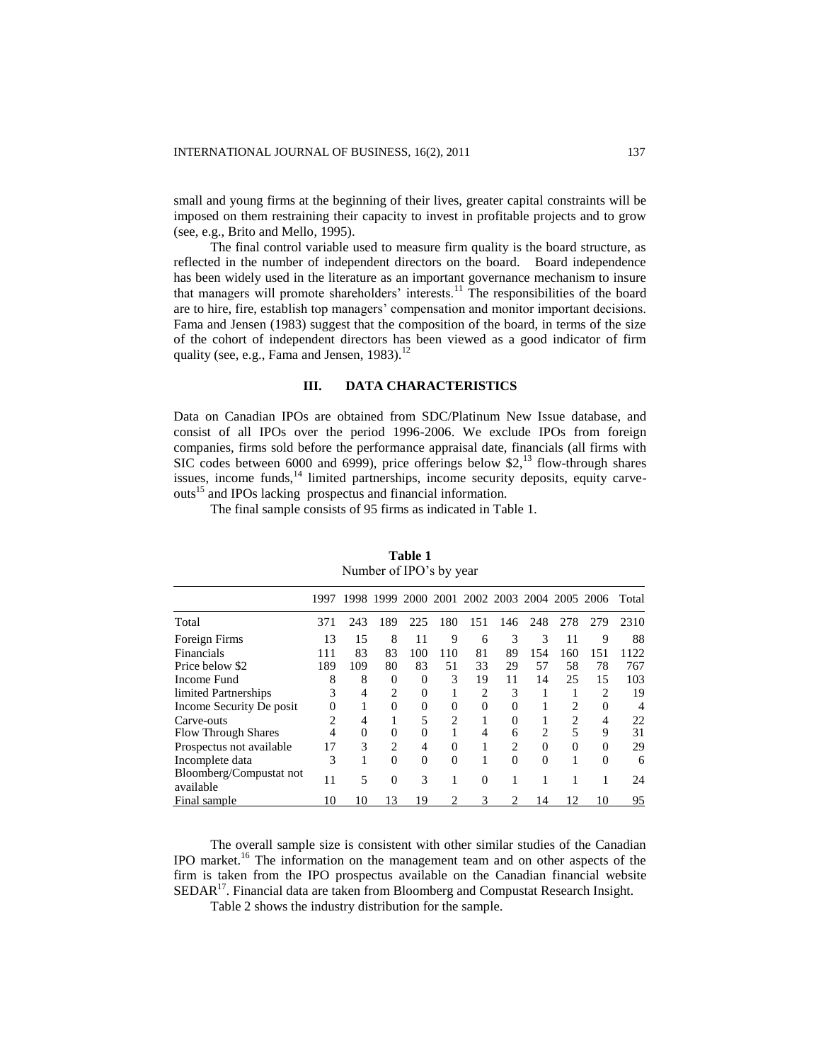small and young firms at the beginning of their lives, greater capital constraints will be imposed on them restraining their capacity to invest in profitable projects and to grow (see, e.g., Brito and Mello, 1995).

The final control variable used to measure firm quality is the board structure, as reflected in the number of independent directors on the board. Board independence has been widely used in the literature as an important governance mechanism to insure that managers will promote shareholders' interests.[11] The responsibilities of the board are to hire, fire, establish top managers' compensation and monitor important decisions. Fama and Jensen (1983) suggest that the composition of the board, in terms of the size of the cohort of independent directors has been viewed as a good indicator of firm quality (see, e.g., Fama and Jensen, 1983).[12]

## III. DATA CHARACTERISTICS

Data on Canadian IPOs are obtained from SDC/Platinum New Issue database, and consist of all IPOs over the period 1996-2006. We exclude IPOs from foreign companies, firms sold before the performance appraisal date, financials (all firms with SIC codes between 6000 and 6999), price offerings below $2,[13] flow-through shares issues, income funds,[14] limited partnerships, income security deposits, equity carve-outs[15] and IPOs lacking prospectus and financial information.

The final sample consists of 95 firms as indicated in Table 1.

**Table 1**
Number of IPO's by year

| | 1997 | 1998 | 1999 | 2000 | 2001 | 2002 | 2003 | 2004 | 2005 | 2006 | Total |
|---|---|---|---|---|---|---|---|---|---|---|---|
| Total | 371 | 243 | 189 | 225 | 180 | 151 | 146 | 248 | 278 | 279 | 2310 |
| Foreign Firms | 13 | 15 | 8 | 11 | 9 | 6 | 3 | 3 | 11 | 9 | 88 |
| Financials | 111 | 83 | 83 | 100 | 110 | 81 | 89 | 154 | 160 | 151 | 1122 |
| Price below $2 | 189 | 109 | 80 | 83 | 51 | 33 | 29 | 57 | 58 | 78 | 767 |
| Income Fund | 8 | 8 | 0 | 0 | 3 | 19 | 11 | 14 | 25 | 15 | 103 |
| limited Partnerships | 3 | 4 | 2 | 0 | 1 | 2 | 3 | 1 | 1 | 2 | 19 |
| Income Security De posit | 0 | 1 | 0 | 0 | 0 | 0 | 0 | 1 | 2 | 0 | 4 |
| Carve-outs | 2 | 4 | 1 | 5 | 2 | 1 | 0 | 1 | 2 | 4 | 22 |
| Flow Through Shares | 4 | 0 | 0 | 0 | 1 | 4 | 6 | 2 | 5 | 9 | 31 |
| Prospectus not available | 17 | 3 | 2 | 4 | 0 | 1 | 2 | 0 | 0 | 0 | 29 |
| Incomplete data | 3 | 1 | 0 | 0 | 0 | 1 | 0 | 0 | 1 | 0 | 6 |
| Bloomberg/Compustat not available | 11 | 5 | 0 | 3 | 1 | 0 | 1 | 1 | 1 | 1 | 24 |
| Final sample | 10 | 10 | 13 | 19 | 2 | 3 | 2 | 14 | 12 | 10 | 95 |

The overall sample size is consistent with other similar studies of the Canadian IPO market.[16] The information on the management team and on other aspects of the firm is taken from the IPO prospectus available on the Canadian financial website SEDAR[17]. Financial data are taken from Bloomberg and Compustat Research Insight.

Table 2 shows the industry distribution for the sample.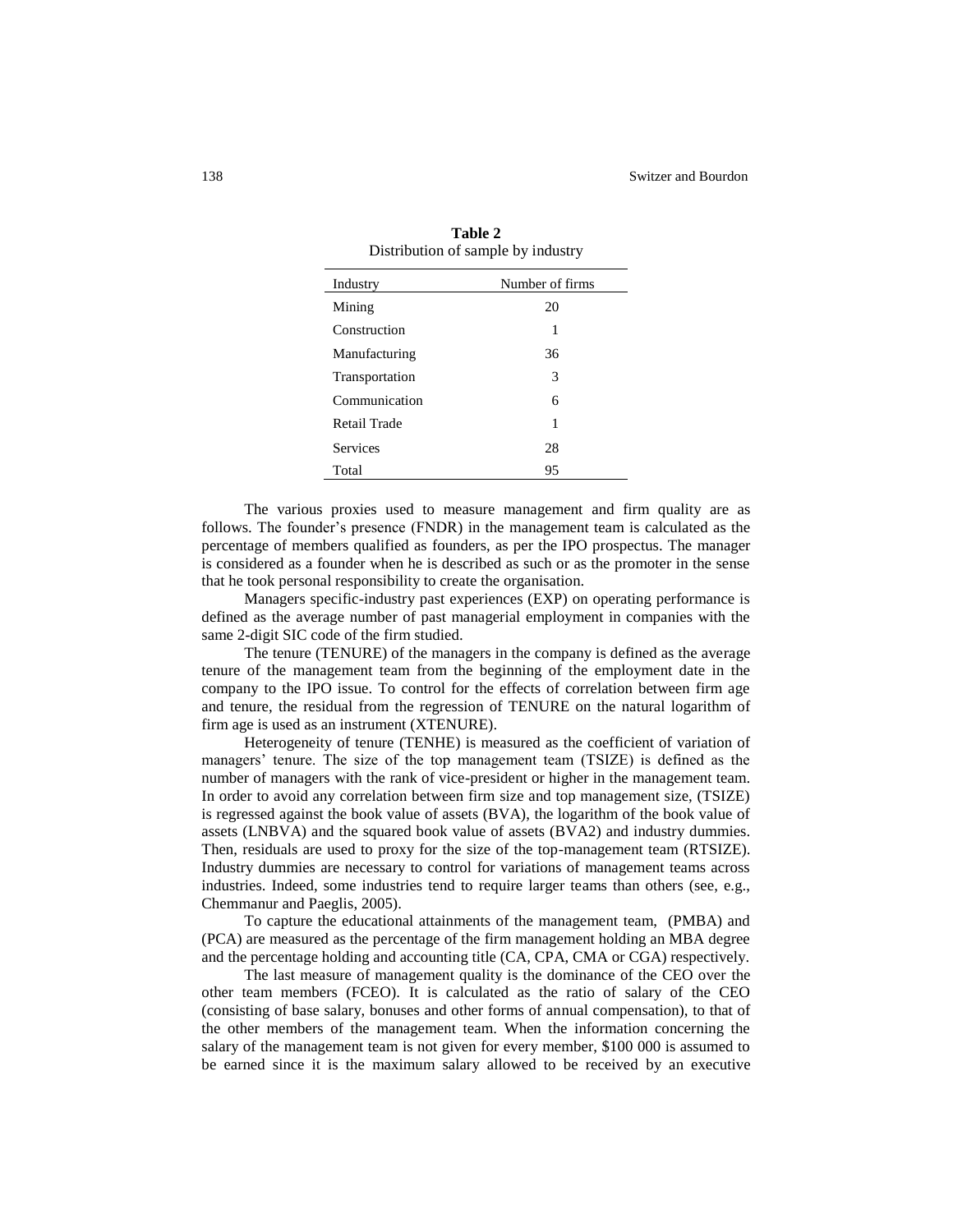**Table 2**
Distribution of sample by industry

| Industry | Number of firms |
|---|---|
| Mining | 20 |
| Construction | 1 |
| Manufacturing | 36 |
| Transportation | 3 |
| Communication | 6 |
| Retail Trade | 1 |
| Services | 28 |
| Total | 95 |

The various proxies used to measure management and firm quality are as follows. The founder's presence (FNDR) in the management team is calculated as the percentage of members qualified as founders, as per the IPO prospectus. The manager is considered as a founder when he is described as such or as the promoter in the sense that he took personal responsibility to create the organisation.

Managers specific-industry past experiences (EXP) on operating performance is defined as the average number of past managerial employment in companies with the same 2-digit SIC code of the firm studied.

The tenure (TENURE) of the managers in the company is defined as the average tenure of the management team from the beginning of the employment date in the company to the IPO issue. To control for the effects of correlation between firm age and tenure, the residual from the regression of TENURE on the natural logarithm of firm age is used as an instrument (XTENURE).

Heterogeneity of tenure (TENHE) is measured as the coefficient of variation of managers' tenure. The size of the top management team (TSIZE) is defined as the number of managers with the rank of vice-president or higher in the management team. In order to avoid any correlation between firm size and top management size, (TSIZE) is regressed against the book value of assets (BVA), the logarithm of the book value of assets (LNBVA) and the squared book value of assets (BVA2) and industry dummies. Then, residuals are used to proxy for the size of the top-management team (RTSIZE). Industry dummies are necessary to control for variations of management teams across industries. Indeed, some industries tend to require larger teams than others (see, e.g., Chemmanur and Paeglis, 2005).

To capture the educational attainments of the management team, (PMBA) and (PCA) are measured as the percentage of the firm management holding an MBA degree and the percentage holding and accounting title (CA, CPA, CMA or CGA) respectively.

The last measure of management quality is the dominance of the CEO over the other team members (FCEO). It is calculated as the ratio of salary of the CEO (consisting of base salary, bonuses and other forms of annual compensation), to that of the other members of the management team. When the information concerning the salary of the management team is not given for every member, \$100 000 is assumed to be earned since it is the maximum salary allowed to be received by an executive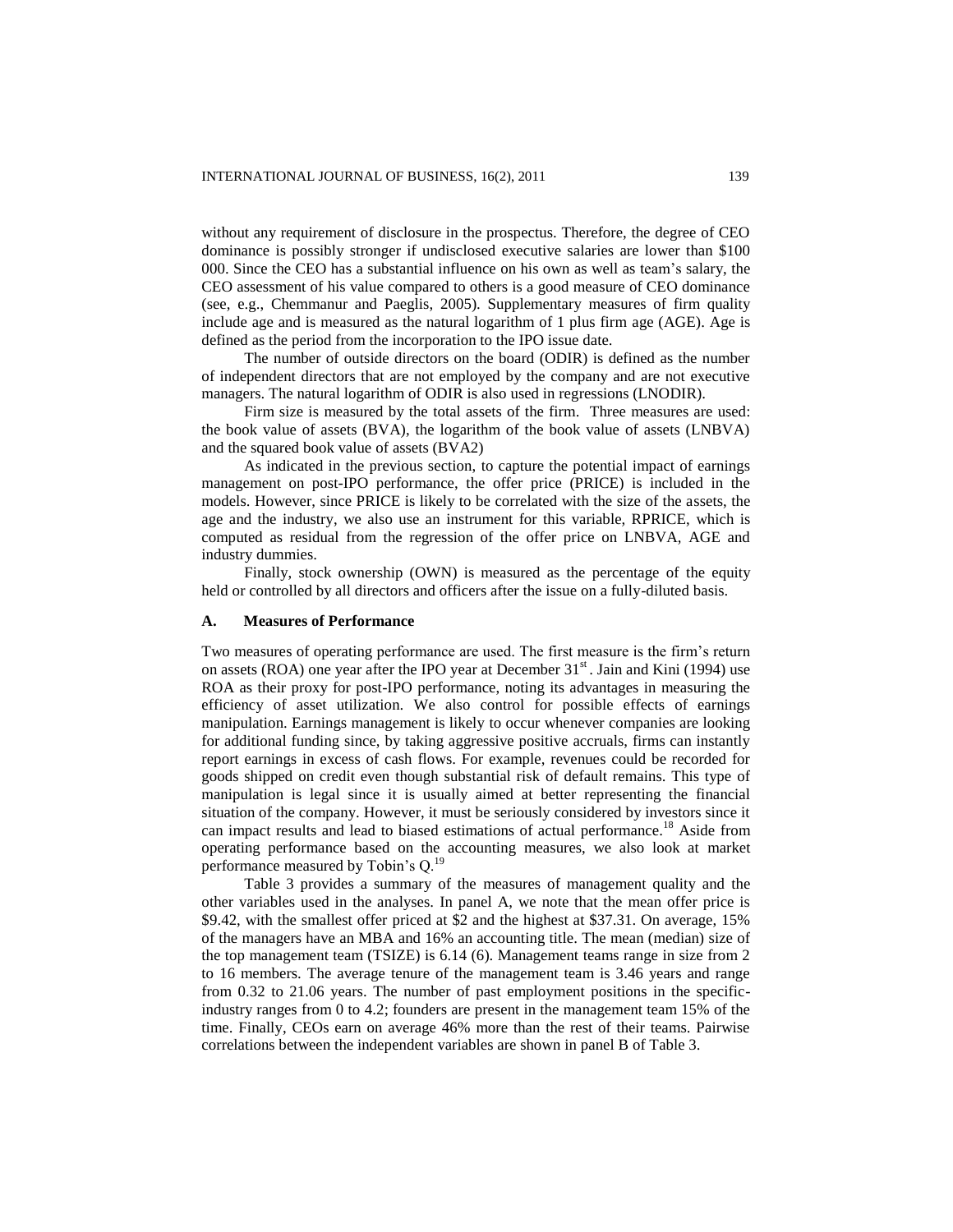without any requirement of disclosure in the prospectus. Therefore, the degree of CEO dominance is possibly stronger if undisclosed executive salaries are lower than $100 000. Since the CEO has a substantial influence on his own as well as team's salary, the CEO assessment of his value compared to others is a good measure of CEO dominance (see, e.g., Chemmanur and Paeglis, 2005). Supplementary measures of firm quality include age and is measured as the natural logarithm of 1 plus firm age (AGE). Age is defined as the period from the incorporation to the IPO issue date.

The number of outside directors on the board (ODIR) is defined as the number of independent directors that are not employed by the company and are not executive managers. The natural logarithm of ODIR is also used in regressions (LNODIR).

Firm size is measured by the total assets of the firm. Three measures are used: the book value of assets (BVA), the logarithm of the book value of assets (LNBVA) and the squared book value of assets (BVA2)

As indicated in the previous section, to capture the potential impact of earnings management on post-IPO performance, the offer price (PRICE) is included in the models. However, since PRICE is likely to be correlated with the size of the assets, the age and the industry, we also use an instrument for this variable, RPRICE, which is computed as residual from the regression of the offer price on LNBVA, AGE and industry dummies.

Finally, stock ownership (OWN) is measured as the percentage of the equity held or controlled by all directors and officers after the issue on a fully-diluted basis.

### A. Measures of Performance

Two measures of operating performance are used. The first measure is the firm's return on assets (ROA) one year after the IPO year at December 31st. Jain and Kini (1994) use ROA as their proxy for post-IPO performance, noting its advantages in measuring the efficiency of asset utilization. We also control for possible effects of earnings manipulation. Earnings management is likely to occur whenever companies are looking for additional funding since, by taking aggressive positive accruals, firms can instantly report earnings in excess of cash flows. For example, revenues could be recorded for goods shipped on credit even though substantial risk of default remains. This type of manipulation is legal since it is usually aimed at better representing the financial situation of the company. However, it must be seriously considered by investors since it can impact results and lead to biased estimations of actual performance.[18] Aside from operating performance based on the accounting measures, we also look at market performance measured by Tobin's Q.[19]

Table 3 provides a summary of the measures of management quality and the other variables used in the analyses. In panel A, we note that the mean offer price is $9.42, with the smallest offer priced at $2 and the highest at $37.31. On average, 15% of the managers have an MBA and 16% an accounting title. The mean (median) size of the top management team (TSIZE) is 6.14 (6). Management teams range in size from 2 to 16 members. The average tenure of the management team is 3.46 years and range from 0.32 to 21.06 years. The number of past employment positions in the specific-industry ranges from 0 to 4.2; founders are present in the management team 15% of the time. Finally, CEOs earn on average 46% more than the rest of their teams. Pairwise correlations between the independent variables are shown in panel B of Table 3.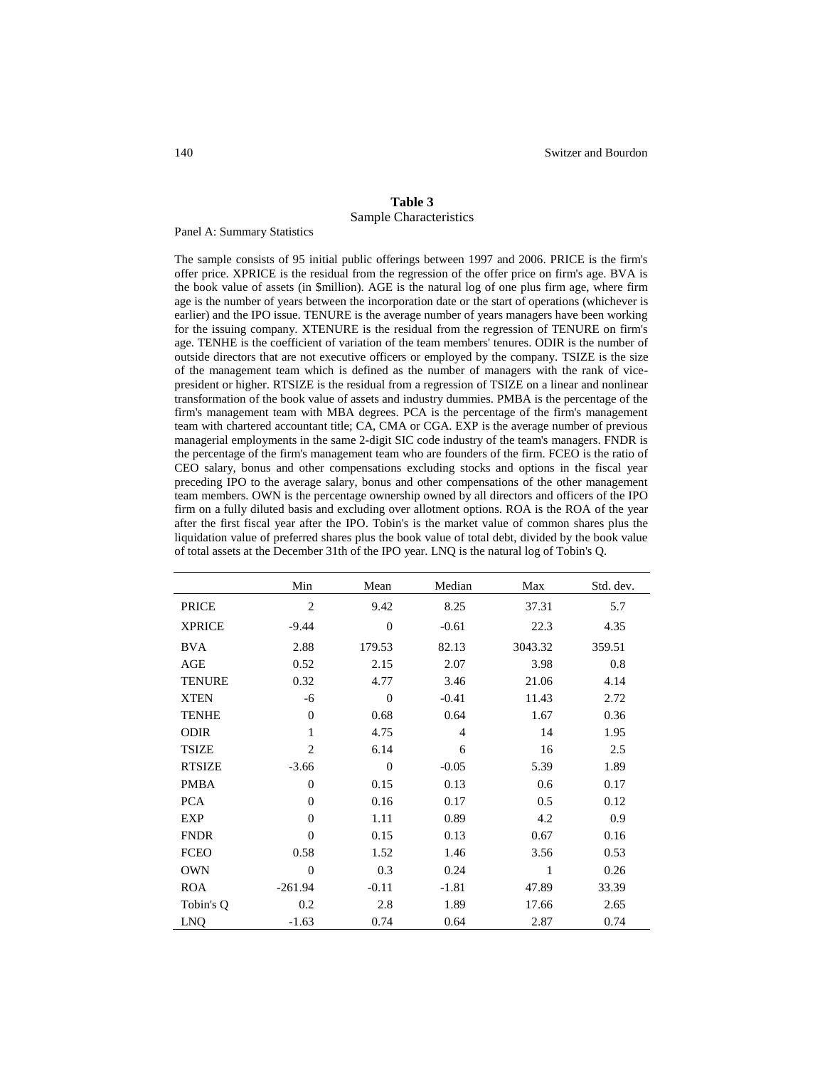## Table 3

Sample Characteristics

Panel A: Summary Statistics

The sample consists of 95 initial public offerings between 1997 and 2006. PRICE is the firm's offer price. XPRICE is the residual from the regression of the offer price on firm's age. BVA is the book value of assets (in $million). AGE is the natural log of one plus firm age, where firm age is the number of years between the incorporation date or the start of operations (whichever is earlier) and the IPO issue. TENURE is the average number of years managers have been working for the issuing company. XTENURE is the residual from the regression of TENURE on firm's age. TENHE is the coefficient of variation of the team members' tenures. ODIR is the number of outside directors that are not executive officers or employed by the company. TSIZE is the size of the management team which is defined as the number of managers with the rank of vice-president or higher. RTSIZE is the residual from a regression of TSIZE on a linear and nonlinear transformation of the book value of assets and industry dummies. PMBA is the percentage of the firm's management team with MBA degrees. PCA is the percentage of the firm's management team with chartered accountant title; CA, CMA or CGA. EXP is the average number of previous managerial employments in the same 2-digit SIC code industry of the team's managers. FNDR is the percentage of the firm's management team who are founders of the firm. FCEO is the ratio of CEO salary, bonus and other compensations excluding stocks and options in the fiscal year preceding IPO to the average salary, bonus and other compensations of the other management team members. OWN is the percentage ownership owned by all directors and officers of the IPO firm on a fully diluted basis and excluding over allotment options. ROA is the ROA of the year after the first fiscal year after the IPO. Tobin's is the market value of common shares plus the liquidation value of preferred shares plus the book value of total debt, divided by the book value of total assets at the December 31th of the IPO year. LNQ is the natural log of Tobin's Q.

| | Min | Mean | Median | Max | Std. dev. |
|---|---|---|---|---|---|
| PRICE | 2 | 9.42 | 8.25 | 37.31 | 5.7 |
| XPRICE | -9.44 | 0 | -0.61 | 22.3 | 4.35 |
| BVA | 2.88 | 179.53 | 82.13 | 3043.32 | 359.51 |
| AGE | 0.52 | 2.15 | 2.07 | 3.98 | 0.8 |
| TENURE | 0.32 | 4.77 | 3.46 | 21.06 | 4.14 |
| XTEN | -6 | 0 | -0.41 | 11.43 | 2.72 |
| TENHE | 0 | 0.68 | 0.64 | 1.67 | 0.36 |
| ODIR | 1 | 4.75 | 4 | 14 | 1.95 |
| TSIZE | 2 | 6.14 | 6 | 16 | 2.5 |
| RTSIZE | -3.66 | 0 | -0.05 | 5.39 | 1.89 |
| PMBA | 0 | 0.15 | 0.13 | 0.6 | 0.17 |
| PCA | 0 | 0.16 | 0.17 | 0.5 | 0.12 |
| EXP | 0 | 1.11 | 0.89 | 4.2 | 0.9 |
| FNDR | 0 | 0.15 | 0.13 | 0.67 | 0.16 |
| FCEO | 0.58 | 1.52 | 1.46 | 3.56 | 0.53 |
| OWN | 0 | 0.3 | 0.24 | 1 | 0.26 |
| ROA | -261.94 | -0.11 | -1.81 | 47.89 | 33.39 |
| Tobin's Q | 0.2 | 2.8 | 1.89 | 17.66 | 2.65 |
| LNQ | -1.63 | 0.74 | 0.64 | 2.87 | 0.74 |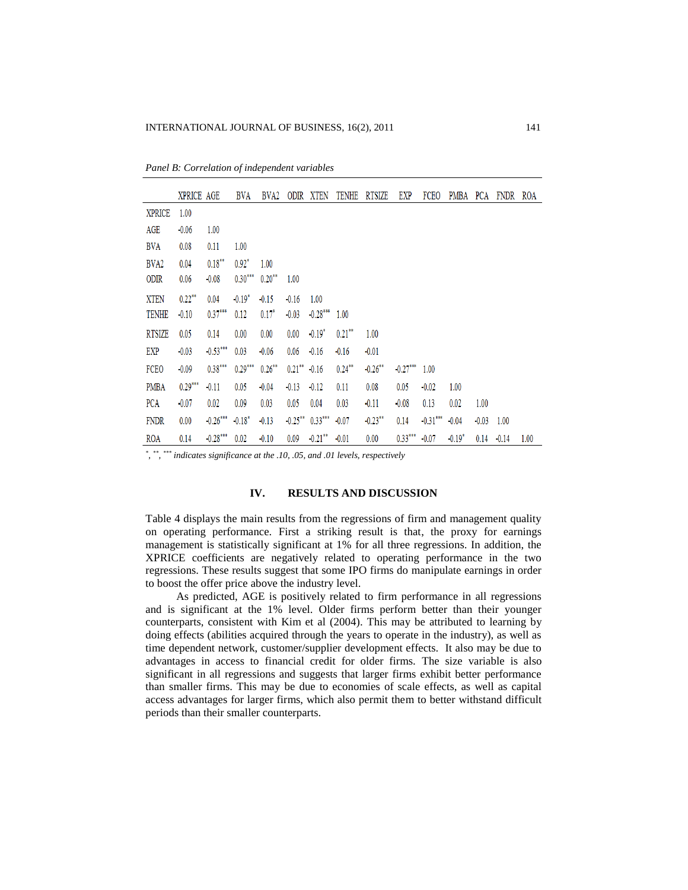*Panel B: Correlation of independent variables*

| | XPRICE | AGE | BVA | BVA2 | ODIR | XTEN | TENHE | RTSIZE | EXP | FCEO | PMBA | PCA | FNDR | ROA |
|---|---|---|---|---|---|---|---|---|---|---|---|---|---|---|
| XPRICE | 1.00 | | | | | | | | | | | | | |
| AGE | -0.06 | 1.00 | | | | | | | | | | | | |
| BVA | 0.08 | 0.11 | 1.00 | | | | | | | | | | | |
| BVA2 | 0.04 | 0.18** | 0.92* | 1.00 | | | | | | | | | | |
| ODIR | 0.06 | -0.08 | 0.30*** | 0.20** | 1.00 | | | | | | | | | |
| XTEN | 0.22** | 0.04 | -0.19* | -0.15 | -0.16 | 1.00 | | | | | | | | |
| TENHE | -0.10 | 0.37*** | 0.12 | 0.17* | -0.03 | -0.28*** | 1.00 | | | | | | | |
| RTSIZE | 0.05 | 0.14 | 0.00 | 0.00 | 0.00 | -0.19* | 0.21** | 1.00 | | | | | | |
| EXP | -0.03 | -0.53*** | 0.03 | -0.06 | 0.06 | -0.16 | -0.16 | -0.01 | | | | | | |
| FCEO | -0.09 | 0.38*** | 0.29*** | 0.26** | 0.21** | -0.16 | 0.24** | -0.26** | -0.27*** | 1.00 | | | | |
| PMBA | 0.29*** | -0.11 | 0.05 | -0.04 | -0.13 | -0.12 | 0.11 | 0.08 | 0.05 | -0.02 | 1.00 | | | |
| PCA | -0.07 | 0.02 | 0.09 | 0.03 | 0.05 | 0.04 | 0.03 | -0.11 | -0.08 | 0.13 | 0.02 | 1.00 | | |
| FNDR | 0.00 | -0.26*** | -0.18* | -0.13 | -0.25** | 0.33*** | -0.07 | -0.23** | 0.14 | -0.31*** | -0.04 | -0.03 | 1.00 | |
| ROA | 0.14 | -0.28*** | 0.02 | -0.10 | 0.09 | -0.21** | -0.01 | 0.00 | 0.33*** | -0.07 | -0.19* | 0.14 | -0.14 | 1.00 |

*, **, *** *indicates significance at the .10, .05, and .01 levels, respectively*

## IV. RESULTS AND DISCUSSION

Table 4 displays the main results from the regressions of firm and management quality on operating performance. First a striking result is that, the proxy for earnings management is statistically significant at 1% for all three regressions. In addition, the XPRICE coefficients are negatively related to operating performance in the two regressions. These results suggest that some IPO firms do manipulate earnings in order to boost the offer price above the industry level.

As predicted, AGE is positively related to firm performance in all regressions and is significant at the 1% level. Older firms perform better than their younger counterparts, consistent with Kim et al (2004). This may be attributed to learning by doing effects (abilities acquired through the years to operate in the industry), as well as time dependent network, customer/supplier development effects. It also may be due to advantages in access to financial credit for older firms. The size variable is also significant in all regressions and suggests that larger firms exhibit better performance than smaller firms. This may be due to economies of scale effects, as well as capital access advantages for larger firms, which also permit them to better withstand difficult periods than their smaller counterparts.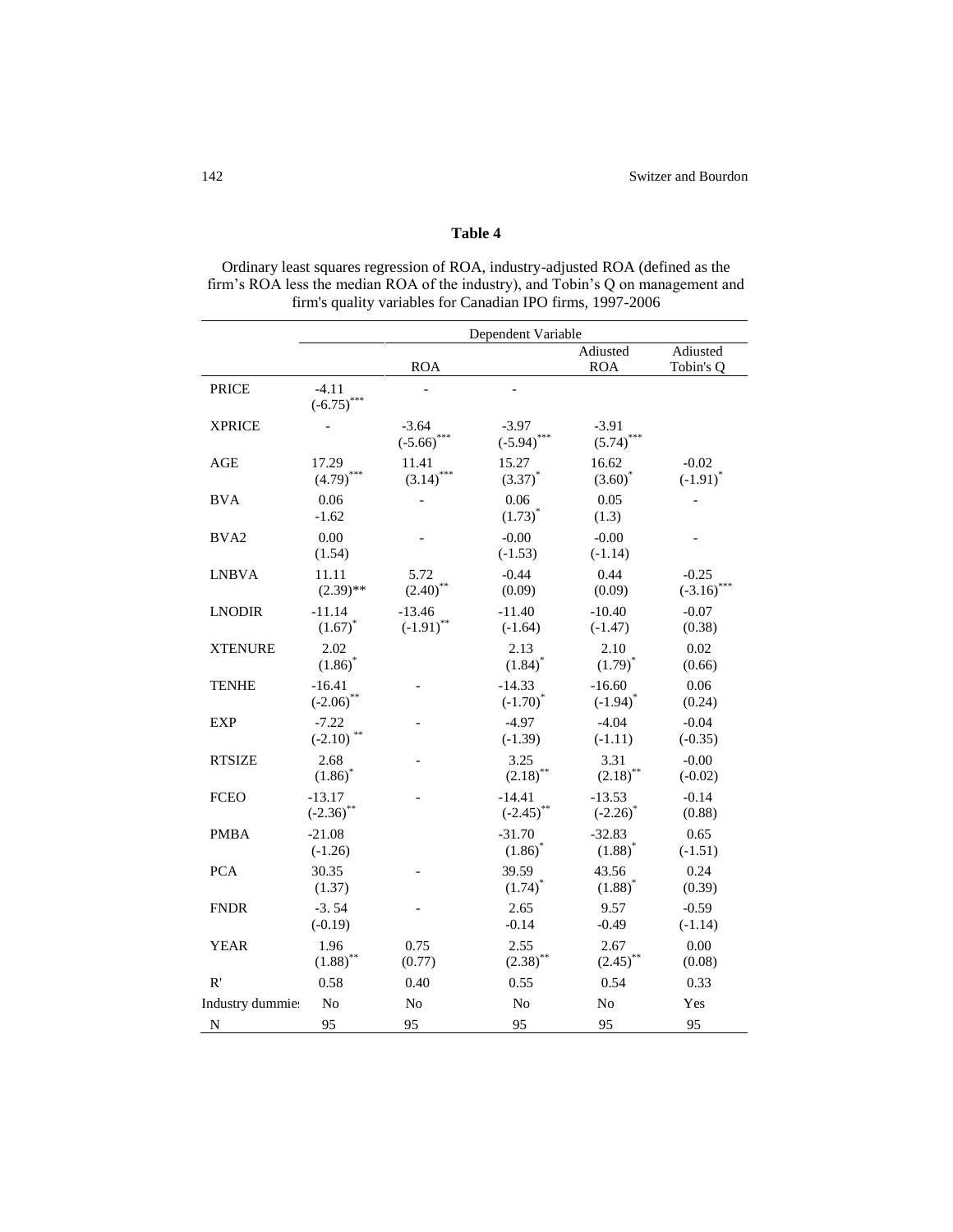## Table 4

Ordinary least squares regression of ROA, industry-adjusted ROA (defined as the firm's ROA less the median ROA of the industry), and Tobin's Q on management and firm's quality variables for Canadian IPO firms, 1997-2006

| | Dependent Variable | | | | |
|---|---|---|---|---|---|
| | | ROA | | Adjusted ROA | Adjusted Tobin's Q |
| PRICE | -4.11 (-6.75)*** | - | - | | |
| XPRICE | - | -3.64 (-5.66)*** | -3.97 (-5.94)*** | -3.91 (5.74)*** | |
| AGE | 17.29 (4.79)*** | 11.41 (3.14)*** | 15.27 (3.37)* | 16.62 (3.60)* | -0.02 (-1.91)* |
| BVA | 0.06 -1.62 | - | 0.06 (1.73)* | 0.05 (1.3) | - |
| BVA2 | 0.00 (1.54) | - | -0.00 (-1.53) | -0.00 (-1.14) | - |
| LNBVA | 11.11 (2.39)** | 5.72 (2.40)** | -0.44 (0.09) | 0.44 (0.09) | -0.25 (-3.16)*** |
| LNODIR | -11.14 (1.67)* | -13.46 (-1.91)** | -11.40 (-1.64) | -10.40 (-1.47) | -0.07 (0.38) |
| XTENURE | 2.02 (1.86)* | | 2.13 (1.84)* | 2.10 (1.79)* | 0.02 (0.66) |
| TENHE | -16.41 (-2.06)** | - | -14.33 (-1.70)* | -16.60 (-1.94)* | 0.06 (0.24) |
| EXP | -7.22 (-2.10)** | - | -4.97 (-1.39) | -4.04 (-1.11) | -0.04 (-0.35) |
| RTSIZE | 2.68 (1.86)* | - | 3.25 (2.18)** | 3.31 (2.18)** | -0.00 (-0.02) |
| FCEO | -13.17 (-2.36)** | - | -14.41 (-2.45)** | -13.53 (-2.26)* | -0.14 (0.88) |
| PMBA | -21.08 (-1.26) | | -31.70 (1.86)* | -32.83 (1.88)* | 0.65 (-1.51) |
| PCA | 30.35 (1.37) | - | 39.59 (1.74)* | 43.56 (1.88)* | 0.24 (0.39) |
| FNDR | -3. 54 (-0.19) | - | 2.65 -0.14 | 9.57 -0.49 | -0.59 (-1.14) |
| YEAR | 1.96 (1.88)** | 0.75 (0.77) | 2.55 (2.38)** | 2.67 (2.45)** | 0.00 (0.08) |
| R' | 0.58 | 0.40 | 0.55 | 0.54 | 0.33 |
| Industry dummies | No | No | No | No | Yes |
| N | 95 | 95 | 95 | 95 | 95 |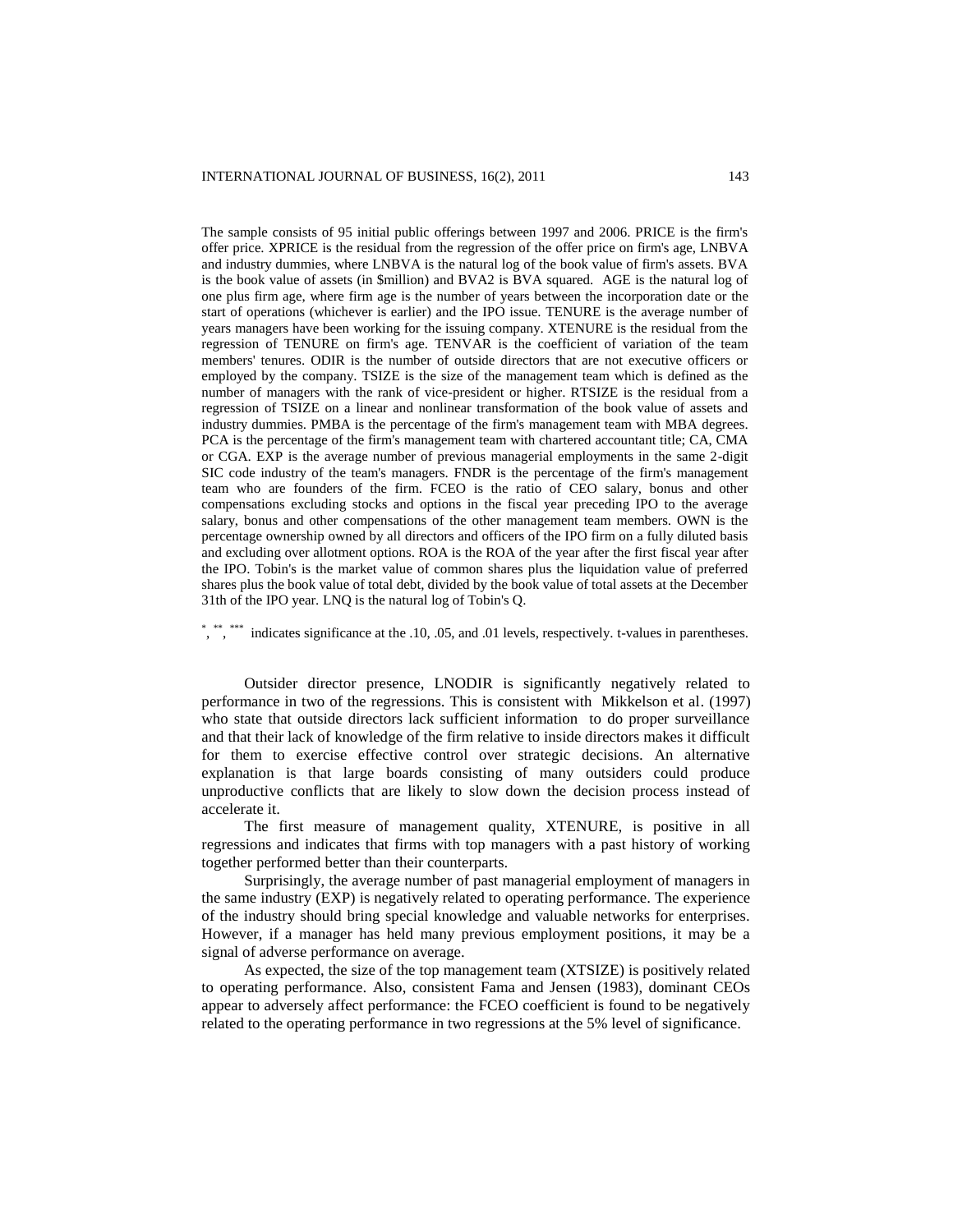The sample consists of 95 initial public offerings between 1997 and 2006. PRICE is the firm's offer price. XPRICE is the residual from the regression of the offer price on firm's age, LNBVA and industry dummies, where LNBVA is the natural log of the book value of firm's assets. BVA is the book value of assets (in $million) and BVA2 is BVA squared. AGE is the natural log of one plus firm age, where firm age is the number of years between the incorporation date or the start of operations (whichever is earlier) and the IPO issue. TENURE is the average number of years managers have been working for the issuing company. XTENURE is the residual from the regression of TENURE on firm's age. TENVAR is the coefficient of variation of the team members' tenures. ODIR is the number of outside directors that are not executive officers or employed by the company. TSIZE is the size of the management team which is defined as the number of managers with the rank of vice-president or higher. RTSIZE is the residual from a regression of TSIZE on a linear and nonlinear transformation of the book value of assets and industry dummies. PMBA is the percentage of the firm's management team with MBA degrees. PCA is the percentage of the firm's management team with chartered accountant title; CA, CMA or CGA. EXP is the average number of previous managerial employments in the same 2-digit SIC code industry of the team's managers. FNDR is the percentage of the firm's management team who are founders of the firm. FCEO is the ratio of CEO salary, bonus and other compensations excluding stocks and options in the fiscal year preceding IPO to the average salary, bonus and other compensations of the other management team members. OWN is the percentage ownership owned by all directors and officers of the IPO firm on a fully diluted basis and excluding over allotment options. ROA is the ROA of the year after the first fiscal year after the IPO. Tobin's is the market value of common shares plus the liquidation value of preferred shares plus the book value of total debt, divided by the book value of total assets at the December 31th of the IPO year. LNQ is the natural log of Tobin's Q.

*, **, *** indicates significance at the .10, .05, and .01 levels, respectively. t-values in parentheses.

Outsider director presence, LNODIR is significantly negatively related to performance in two of the regressions. This is consistent with Mikkelson et al. (1997) who state that outside directors lack sufficient information to do proper surveillance and that their lack of knowledge of the firm relative to inside directors makes it difficult for them to exercise effective control over strategic decisions. An alternative explanation is that large boards consisting of many outsiders could produce unproductive conflicts that are likely to slow down the decision process instead of accelerate it.

The first measure of management quality, XTENURE, is positive in all regressions and indicates that firms with top managers with a past history of working together performed better than their counterparts.

Surprisingly, the average number of past managerial employment of managers in the same industry (EXP) is negatively related to operating performance. The experience of the industry should bring special knowledge and valuable networks for enterprises. However, if a manager has held many previous employment positions, it may be a signal of adverse performance on average.

As expected, the size of the top management team (XTSIZE) is positively related to operating performance. Also, consistent Fama and Jensen (1983), dominant CEOs appear to adversely affect performance: the FCEO coefficient is found to be negatively related to the operating performance in two regressions at the 5% level of significance.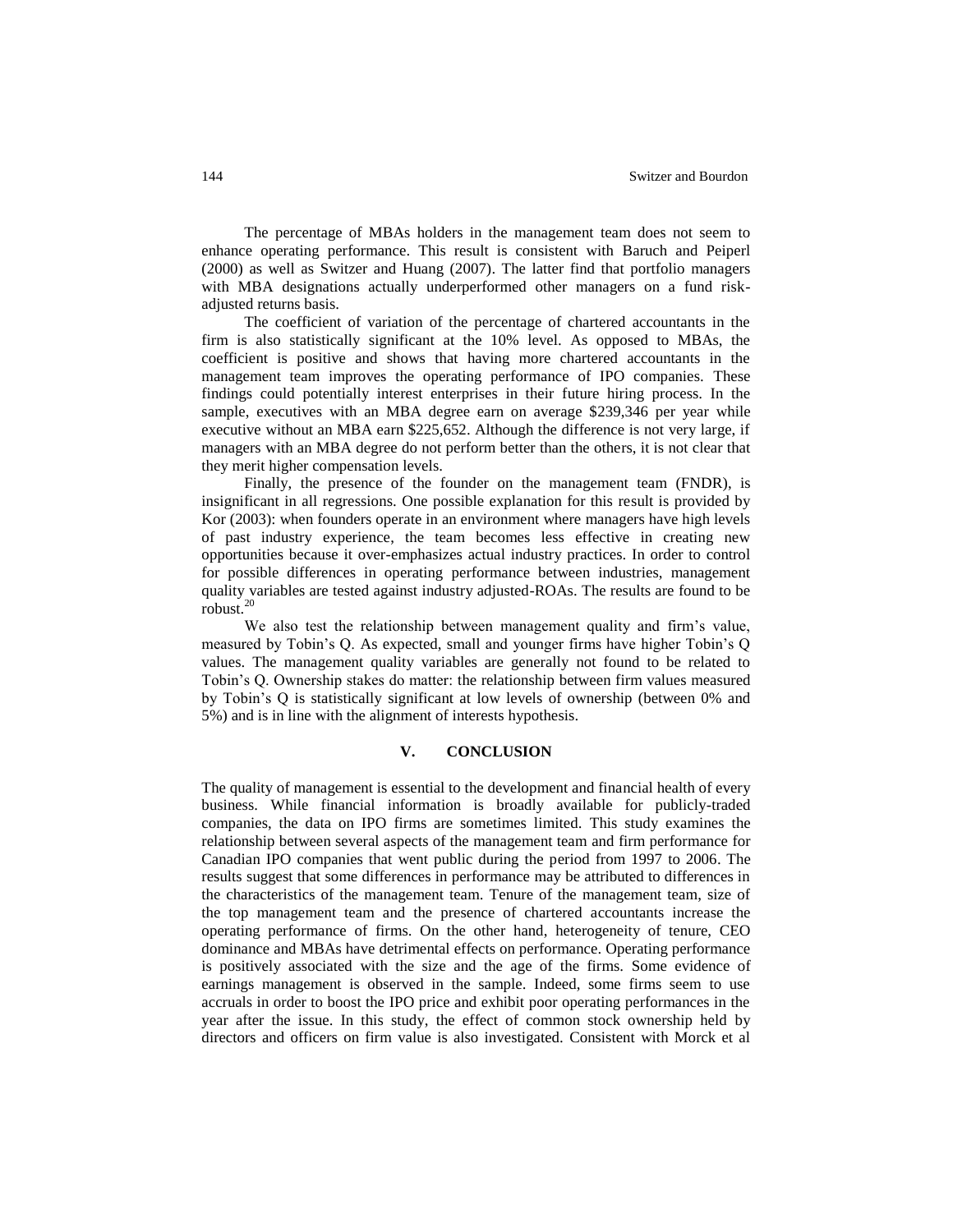The percentage of MBAs holders in the management team does not seem to enhance operating performance. This result is consistent with Baruch and Peiperl (2000) as well as Switzer and Huang (2007). The latter find that portfolio managers with MBA designations actually underperformed other managers on a fund risk-adjusted returns basis.

The coefficient of variation of the percentage of chartered accountants in the firm is also statistically significant at the 10% level. As opposed to MBAs, the coefficient is positive and shows that having more chartered accountants in the management team improves the operating performance of IPO companies. These findings could potentially interest enterprises in their future hiring process. In the sample, executives with an MBA degree earn on average $239,346 per year while executive without an MBA earn $225,652. Although the difference is not very large, if managers with an MBA degree do not perform better than the others, it is not clear that they merit higher compensation levels.

Finally, the presence of the founder on the management team (FNDR), is insignificant in all regressions. One possible explanation for this result is provided by Kor (2003): when founders operate in an environment where managers have high levels of past industry experience, the team becomes less effective in creating new opportunities because it over-emphasizes actual industry practices. In order to control for possible differences in operating performance between industries, management quality variables are tested against industry adjusted-ROAs. The results are found to be robust.[20]

We also test the relationship between management quality and firm's value, measured by Tobin's Q. As expected, small and younger firms have higher Tobin's Q values. The management quality variables are generally not found to be related to Tobin's Q. Ownership stakes do matter: the relationship between firm values measured by Tobin's Q is statistically significant at low levels of ownership (between 0% and 5%) and is in line with the alignment of interests hypothesis.

## V. CONCLUSION

The quality of management is essential to the development and financial health of every business. While financial information is broadly available for publicly-traded companies, the data on IPO firms are sometimes limited. This study examines the relationship between several aspects of the management team and firm performance for Canadian IPO companies that went public during the period from 1997 to 2006. The results suggest that some differences in performance may be attributed to differences in the characteristics of the management team. Tenure of the management team, size of the top management team and the presence of chartered accountants increase the operating performance of firms. On the other hand, heterogeneity of tenure, CEO dominance and MBAs have detrimental effects on performance. Operating performance is positively associated with the size and the age of the firms. Some evidence of earnings management is observed in the sample. Indeed, some firms seem to use accruals in order to boost the IPO price and exhibit poor operating performances in the year after the issue. In this study, the effect of common stock ownership held by directors and officers on firm value is also investigated. Consistent with Morck et al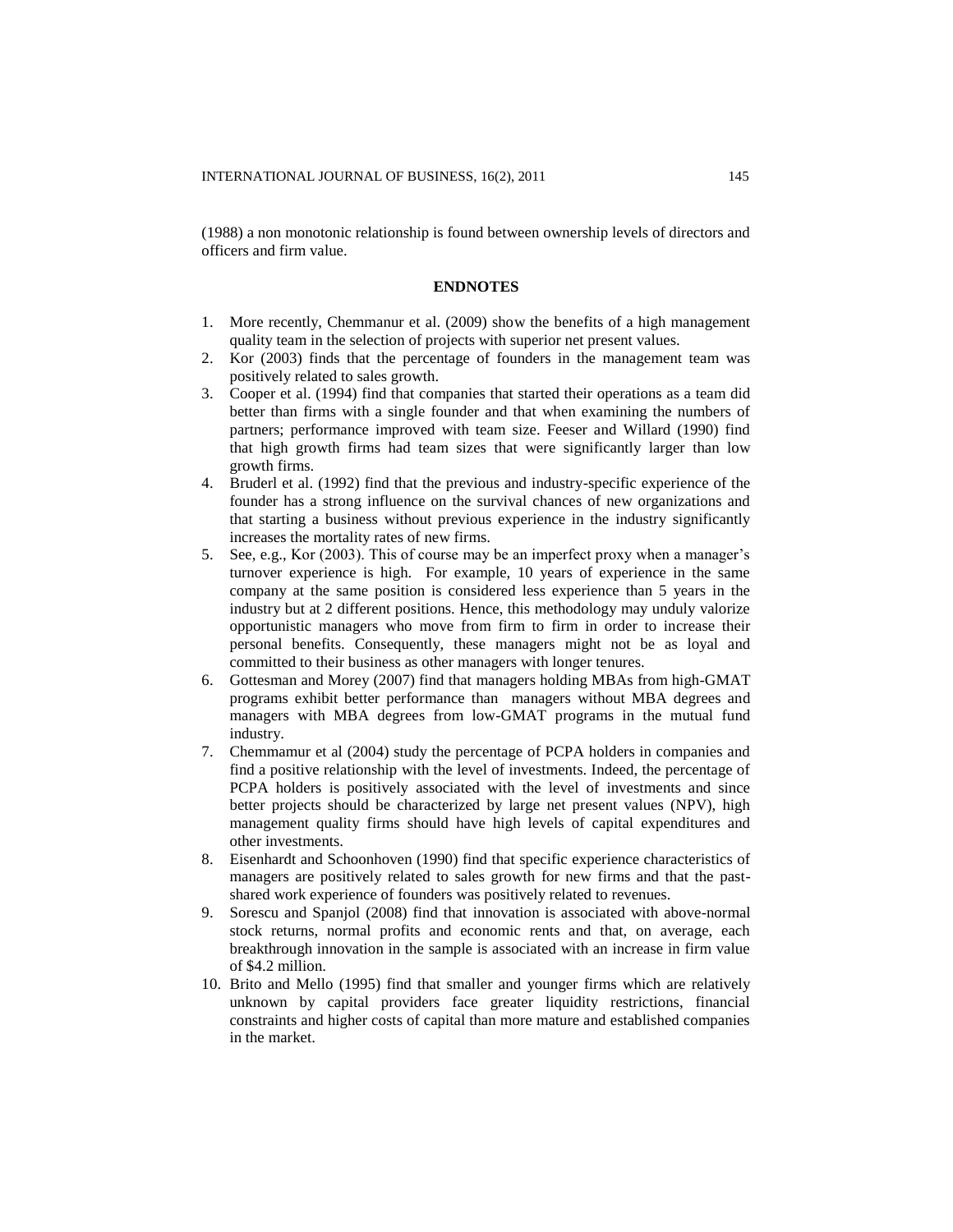(1988) a non monotonic relationship is found between ownership levels of directors and officers and firm value.

## ENDNOTES

1. More recently, Chemmanur et al. (2009) show the benefits of a high management quality team in the selection of projects with superior net present values.
2. Kor (2003) finds that the percentage of founders in the management team was positively related to sales growth.
3. Cooper et al. (1994) find that companies that started their operations as a team did better than firms with a single founder and that when examining the numbers of partners; performance improved with team size. Feeser and Willard (1990) find that high growth firms had team sizes that were significantly larger than low growth firms.
4. Bruderl et al. (1992) find that the previous and industry-specific experience of the founder has a strong influence on the survival chances of new organizations and that starting a business without previous experience in the industry significantly increases the mortality rates of new firms.
5. See, e.g., Kor (2003). This of course may be an imperfect proxy when a manager's turnover experience is high. For example, 10 years of experience in the same company at the same position is considered less experience than 5 years in the industry but at 2 different positions. Hence, this methodology may unduly valorize opportunistic managers who move from firm to firm in order to increase their personal benefits. Consequently, these managers might not be as loyal and committed to their business as other managers with longer tenures.
6. Gottesman and Morey (2007) find that managers holding MBAs from high-GMAT programs exhibit better performance than managers without MBA degrees and managers with MBA degrees from low-GMAT programs in the mutual fund industry.
7. Chemmamur et al (2004) study the percentage of PCPA holders in companies and find a positive relationship with the level of investments. Indeed, the percentage of PCPA holders is positively associated with the level of investments and since better projects should be characterized by large net present values (NPV), high management quality firms should have high levels of capital expenditures and other investments.
8. Eisenhardt and Schoonhoven (1990) find that specific experience characteristics of managers are positively related to sales growth for new firms and that the past-shared work experience of founders was positively related to revenues.
9. Sorescu and Spanjol (2008) find that innovation is associated with above-normal stock returns, normal profits and economic rents and that, on average, each breakthrough innovation in the sample is associated with an increase in firm value of $4.2 million.
10. Brito and Mello (1995) find that smaller and younger firms which are relatively unknown by capital providers face greater liquidity restrictions, financial constraints and higher costs of capital than more mature and established companies in the market.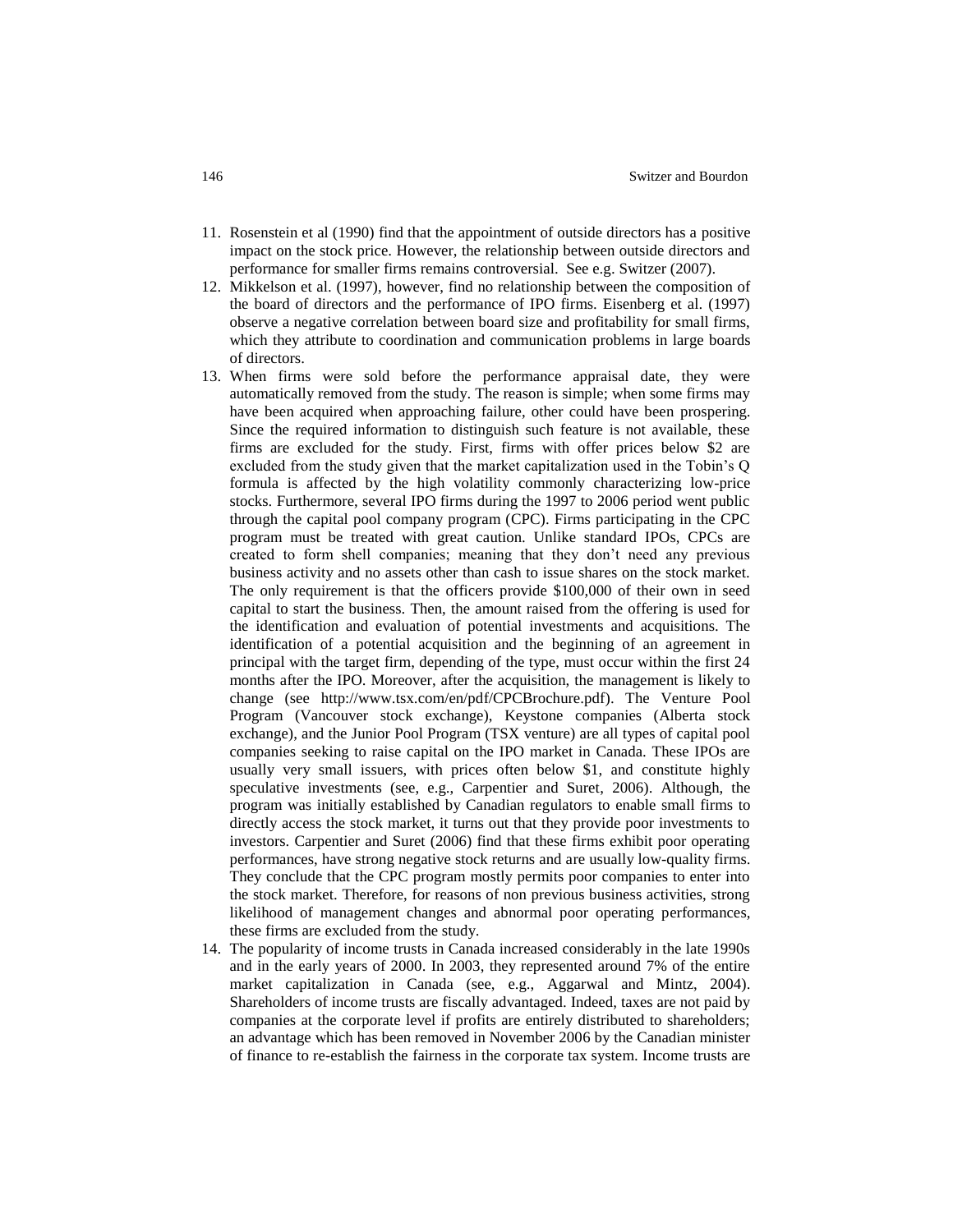11. Rosenstein et al (1990) find that the appointment of outside directors has a positive impact on the stock price. However, the relationship between outside directors and performance for smaller firms remains controversial. See e.g. Switzer (2007).
12. Mikkelson et al. (1997), however, find no relationship between the composition of the board of directors and the performance of IPO firms. Eisenberg et al. (1997) observe a negative correlation between board size and profitability for small firms, which they attribute to coordination and communication problems in large boards of directors.
13. When firms were sold before the performance appraisal date, they were automatically removed from the study. The reason is simple; when some firms may have been acquired when approaching failure, other could have been prospering. Since the required information to distinguish such feature is not available, these firms are excluded for the study. First, firms with offer prices below $2 are excluded from the study given that the market capitalization used in the Tobin's Q formula is affected by the high volatility commonly characterizing low-price stocks. Furthermore, several IPO firms during the 1997 to 2006 period went public through the capital pool company program (CPC). Firms participating in the CPC program must be treated with great caution. Unlike standard IPOs, CPCs are created to form shell companies; meaning that they don't need any previous business activity and no assets other than cash to issue shares on the stock market. The only requirement is that the officers provide $100,000 of their own in seed capital to start the business. Then, the amount raised from the offering is used for the identification and evaluation of potential investments and acquisitions. The identification of a potential acquisition and the beginning of an agreement in principal with the target firm, depending of the type, must occur within the first 24 months after the IPO. Moreover, after the acquisition, the management is likely to change (see http://www.tsx.com/en/pdf/CPCBrochure.pdf). The Venture Pool Program (Vancouver stock exchange), Keystone companies (Alberta stock exchange), and the Junior Pool Program (TSX venture) are all types of capital pool companies seeking to raise capital on the IPO market in Canada. These IPOs are usually very small issuers, with prices often below $1, and constitute highly speculative investments (see, e.g., Carpentier and Suret, 2006). Although, the program was initially established by Canadian regulators to enable small firms to directly access the stock market, it turns out that they provide poor investments to investors. Carpentier and Suret (2006) find that these firms exhibit poor operating performances, have strong negative stock returns and are usually low-quality firms. They conclude that the CPC program mostly permits poor companies to enter into the stock market. Therefore, for reasons of non previous business activities, strong likelihood of management changes and abnormal poor operating performances, these firms are excluded from the study.
14. The popularity of income trusts in Canada increased considerably in the late 1990s and in the early years of 2000. In 2003, they represented around 7% of the entire market capitalization in Canada (see, e.g., Aggarwal and Mintz, 2004). Shareholders of income trusts are fiscally advantaged. Indeed, taxes are not paid by companies at the corporate level if profits are entirely distributed to shareholders; an advantage which has been removed in November 2006 by the Canadian minister of finance to re-establish the fairness in the corporate tax system. Income trusts are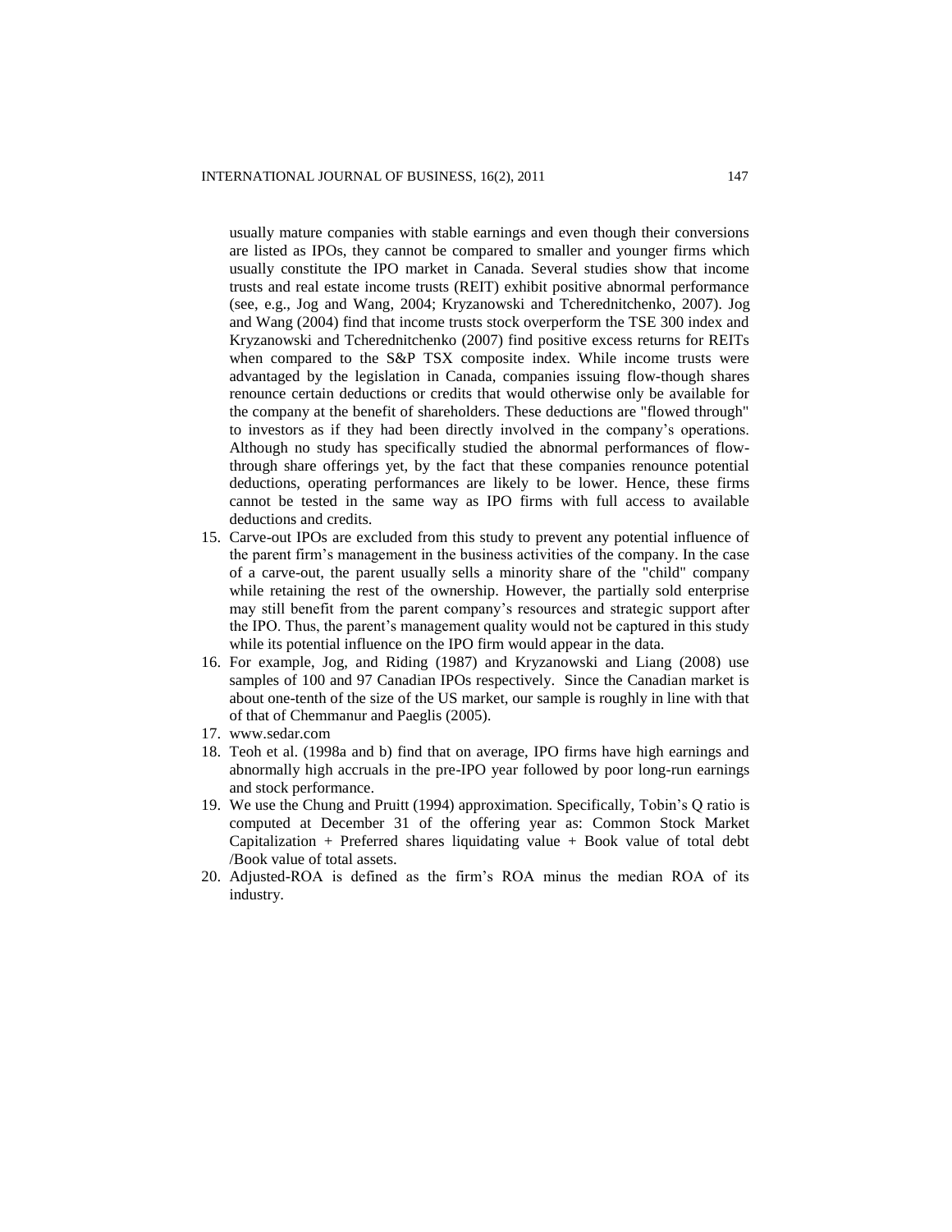usually mature companies with stable earnings and even though their conversions are listed as IPOs, they cannot be compared to smaller and younger firms which usually constitute the IPO market in Canada. Several studies show that income trusts and real estate income trusts (REIT) exhibit positive abnormal performance (see, e.g., Jog and Wang, 2004; Kryzanowski and Tcherednitchenko, 2007). Jog and Wang (2004) find that income trusts stock overperform the TSE 300 index and Kryzanowski and Tcherednitchenko (2007) find positive excess returns for REITs when compared to the S&P TSX composite index. While income trusts were advantaged by the legislation in Canada, companies issuing flow-though shares renounce certain deductions or credits that would otherwise only be available for the company at the benefit of shareholders. These deductions are "flowed through" to investors as if they had been directly involved in the company's operations. Although no study has specifically studied the abnormal performances of flow-through share offerings yet, by the fact that these companies renounce potential deductions, operating performances are likely to be lower. Hence, these firms cannot be tested in the same way as IPO firms with full access to available deductions and credits.

15. Carve-out IPOs are excluded from this study to prevent any potential influence of the parent firm's management in the business activities of the company. In the case of a carve-out, the parent usually sells a minority share of the "child" company while retaining the rest of the ownership. However, the partially sold enterprise may still benefit from the parent company's resources and strategic support after the IPO. Thus, the parent's management quality would not be captured in this study while its potential influence on the IPO firm would appear in the data.
16. For example, Jog, and Riding (1987) and Kryzanowski and Liang (2008) use samples of 100 and 97 Canadian IPOs respectively. Since the Canadian market is about one-tenth of the size of the US market, our sample is roughly in line with that of that of Chemmanur and Paeglis (2005).
17. www.sedar.com
18. Teoh et al. (1998a and b) find that on average, IPO firms have high earnings and abnormally high accruals in the pre-IPO year followed by poor long-run earnings and stock performance.
19. We use the Chung and Pruitt (1994) approximation. Specifically, Tobin's Q ratio is computed at December 31 of the offering year as: Common Stock Market Capitalization + Preferred shares liquidating value + Book value of total debt /Book value of total assets.
20. Adjusted-ROA is defined as the firm's ROA minus the median ROA of its industry.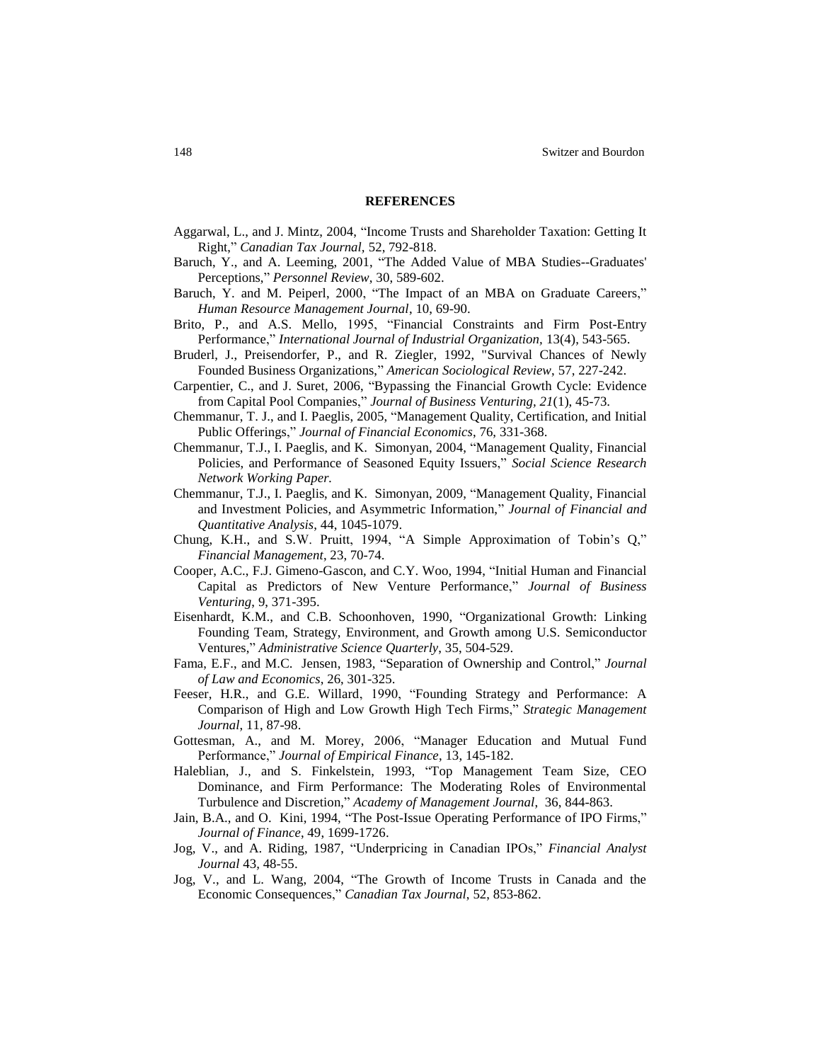## REFERENCES

Aggarwal, L., and J. Mintz, 2004, "Income Trusts and Shareholder Taxation: Getting It Right," *Canadian Tax Journal*, 52, 792-818.

Baruch, Y., and A. Leeming, 2001, "The Added Value of MBA Studies--Graduates' Perceptions," *Personnel Review*, 30, 589-602.

Baruch, Y. and M. Peiperl, 2000, "The Impact of an MBA on Graduate Careers," *Human Resource Management Journal*, 10, 69-90.

Brito, P., and A.S. Mello, 1995, "Financial Constraints and Firm Post-Entry Performance," *International Journal of Industrial Organization*, 13(4), 543-565.

Bruderl, J., Preisendorfer, P., and R. Ziegler, 1992, "Survival Chances of Newly Founded Business Organizations," *American Sociological Review*, 57, 227-242.

Carpentier, C., and J. Suret, 2006, "Bypassing the Financial Growth Cycle: Evidence from Capital Pool Companies," *Journal of Business Venturing*, *21*(1), 45-73.

Chemmanur, T. J., and I. Paeglis, 2005, "Management Quality, Certification, and Initial Public Offerings," *Journal of Financial Economics*, 76, 331-368.

Chemmanur, T.J., I. Paeglis, and K. Simonyan, 2004, "Management Quality, Financial Policies, and Performance of Seasoned Equity Issuers," *Social Science Research Network Working Paper.*

Chemmanur, T.J., I. Paeglis, and K. Simonyan, 2009, "Management Quality, Financial and Investment Policies, and Asymmetric Information," *Journal of Financial and Quantitative Analysis*, 44, 1045-1079.

Chung, K.H., and S.W. Pruitt, 1994, "A Simple Approximation of Tobin's Q," *Financial Management*, 23, 70-74.

Cooper, A.C., F.J. Gimeno-Gascon, and C.Y. Woo, 1994, "Initial Human and Financial Capital as Predictors of New Venture Performance," *Journal of Business Venturing*, 9, 371-395.

Eisenhardt, K.M., and C.B. Schoonhoven, 1990, "Organizational Growth: Linking Founding Team, Strategy, Environment, and Growth among U.S. Semiconductor Ventures," *Administrative Science Quarterly*, 35, 504-529.

Fama, E.F., and M.C. Jensen, 1983, "Separation of Ownership and Control," *Journal of Law and Economics*, 26, 301-325.

Feeser, H.R., and G.E. Willard, 1990, "Founding Strategy and Performance: A Comparison of High and Low Growth High Tech Firms," *Strategic Management Journal*, 11, 87-98.

Gottesman, A., and M. Morey, 2006, "Manager Education and Mutual Fund Performance," *Journal of Empirical Finance*, 13, 145-182.

Haleblian, J., and S. Finkelstein, 1993, "Top Management Team Size, CEO Dominance, and Firm Performance: The Moderating Roles of Environmental Turbulence and Discretion," *Academy of Management Journal*, 36, 844-863.

Jain, B.A., and O. Kini, 1994, "The Post-Issue Operating Performance of IPO Firms," *Journal of Finance*, 49, 1699-1726.

Jog, V., and A. Riding, 1987, "Underpricing in Canadian IPOs," *Financial Analyst Journal* 43, 48-55.

Jog, V., and L. Wang, 2004, "The Growth of Income Trusts in Canada and the Economic Consequences," *Canadian Tax Journal*, 52, 853-862.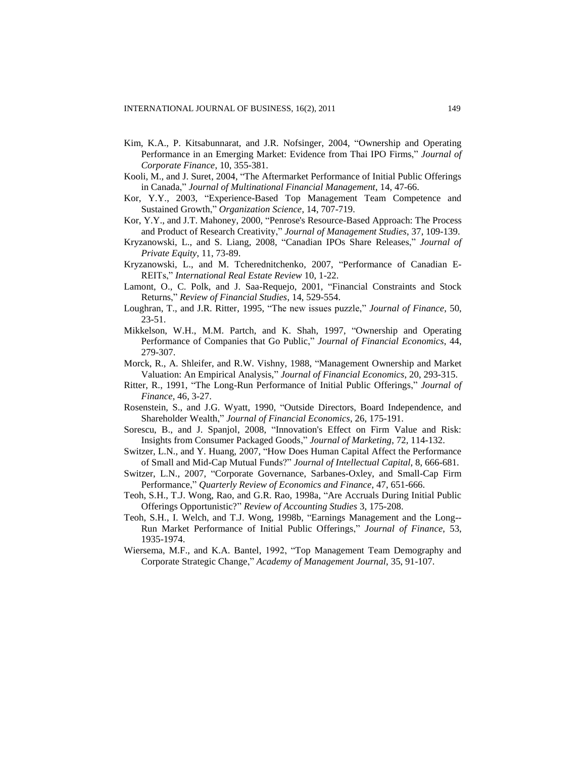Kim, K.A., P. Kitsabunnarat, and J.R. Nofsinger, 2004, "Ownership and Operating Performance in an Emerging Market: Evidence from Thai IPO Firms," *Journal of Corporate Finance*, 10, 355-381.

Kooli, M., and J. Suret, 2004, "The Aftermarket Performance of Initial Public Offerings in Canada," *Journal of Multinational Financial Management*, 14, 47-66.

Kor, Y.Y., 2003, "Experience-Based Top Management Team Competence and Sustained Growth," *Organization Science*, 14, 707-719.

Kor, Y.Y., and J.T. Mahoney, 2000, "Penrose's Resource-Based Approach: The Process and Product of Research Creativity," *Journal of Management Studies*, 37, 109-139.

Kryzanowski, L., and S. Liang, 2008, "Canadian IPOs Share Releases," *Journal of Private Equity*, 11, 73-89.

Kryzanowski, L., and M. Tcherednitchenko, 2007, "Performance of Canadian E-REITs," *International Real Estate Review* 10, 1-22.

Lamont, O., C. Polk, and J. Saa-Requejo, 2001, "Financial Constraints and Stock Returns," *Review of Financial Studies*, 14, 529-554.

Loughran, T., and J.R. Ritter, 1995, "The new issues puzzle," *Journal of Finance*, 50, 23-51.

Mikkelson, W.H., M.M. Partch, and K. Shah, 1997, "Ownership and Operating Performance of Companies that Go Public," *Journal of Financial Economics*, 44, 279-307.

Morck, R., A. Shleifer, and R.W. Vishny, 1988, "Management Ownership and Market Valuation: An Empirical Analysis," *Journal of Financial Economics*, 20, 293-315.

Ritter, R., 1991, "The Long-Run Performance of Initial Public Offerings," *Journal of Finance*, 46, 3-27.

Rosenstein, S., and J.G. Wyatt, 1990, "Outside Directors, Board Independence, and Shareholder Wealth," *Journal of Financial Economics*, 26, 175-191.

Sorescu, B., and J. Spanjol, 2008, "Innovation's Effect on Firm Value and Risk: Insights from Consumer Packaged Goods," *Journal of Marketing*, 72, 114-132.

Switzer, L.N., and Y. Huang, 2007, "How Does Human Capital Affect the Performance of Small and Mid-Cap Mutual Funds?" *Journal of Intellectual Capital*, 8, 666-681.

Switzer, L.N., 2007, "Corporate Governance, Sarbanes-Oxley, and Small-Cap Firm Performance," *Quarterly Review of Economics and Finance*, 47, 651-666.

Teoh, S.H., T.J. Wong, Rao, and G.R. Rao, 1998a, "Are Accruals During Initial Public Offerings Opportunistic?" *Review of Accounting Studies* 3, 175-208.

Teoh, S.H., I. Welch, and T.J. Wong, 1998b, "Earnings Management and the Long--Run Market Performance of Initial Public Offerings," *Journal of Finance*, 53, 1935-1974.

Wiersema, M.F., and K.A. Bantel, 1992, "Top Management Team Demography and Corporate Strategic Change," *Academy of Management Journal*, 35, 91-107.